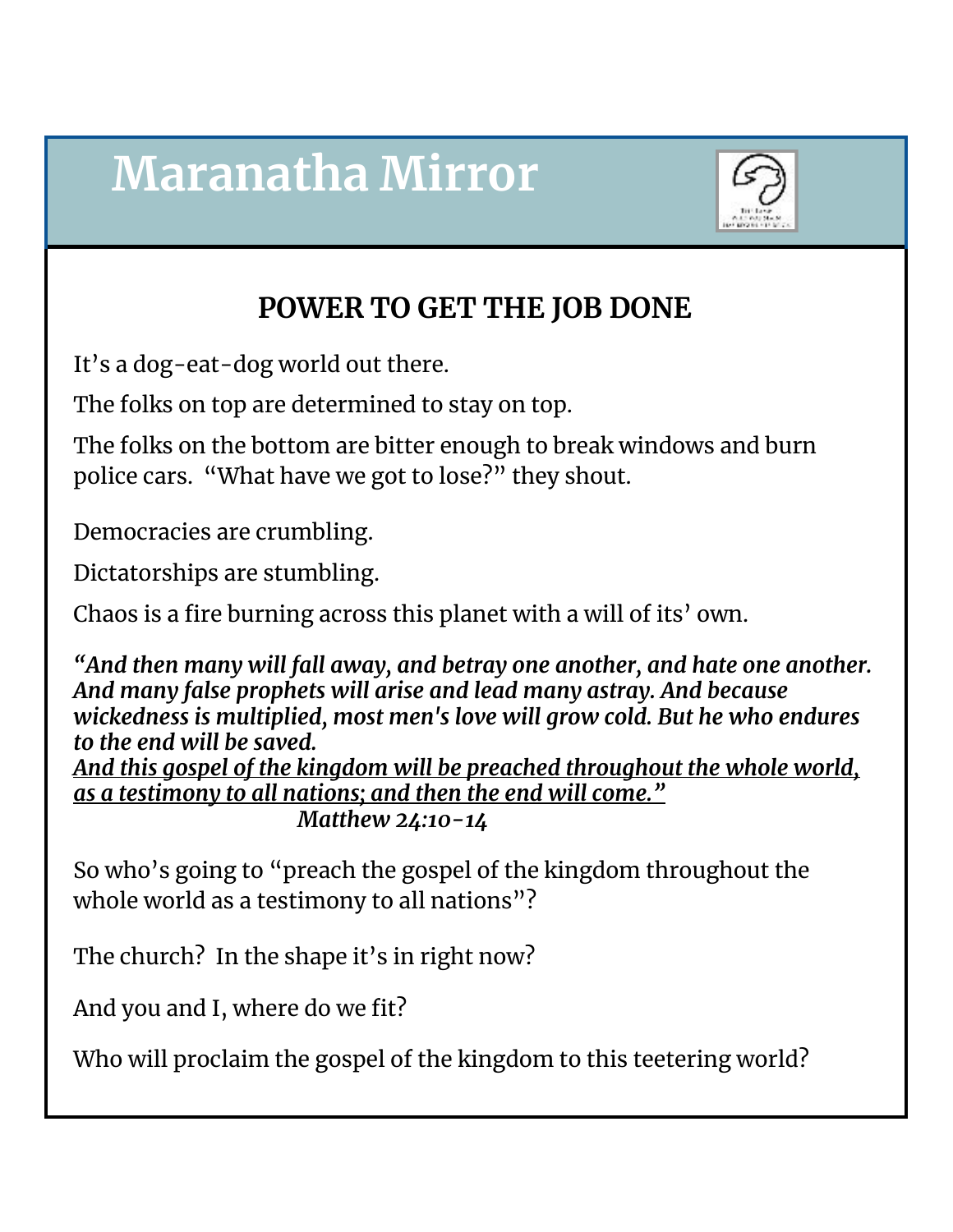# Maranatha Mirror

## POWER TO GET THE JOB DONE

It's a dog-eat-dog world out there.

The folks on top are determined to stay on top.

The folks on the bottom are bitter enough to break windows and burn police cars. "What have we got to lose?" they shout.

Democracies are crumbling.

Dictatorships are stumbling.

Chaos is a fire burning across this planet with a will of its' own.

***"And then many will fall away, and betray one another, and hate one another. And many false prophets will arise and lead many astray. And because wickedness is multiplied, most men's love will grow cold. But he who endures to the end will be saved.***
***<u>And this gospel of the kingdom will be preached throughout the whole world, as a testimony to all nations; and then the end will come."</u>***
***Matthew 24:10-14***

So who's going to "preach the gospel of the kingdom throughout the whole world as a testimony to all nations"?

The church? In the shape it's in right now?

And you and I, where do we fit?

Who will proclaim the gospel of the kingdom to this teetering world?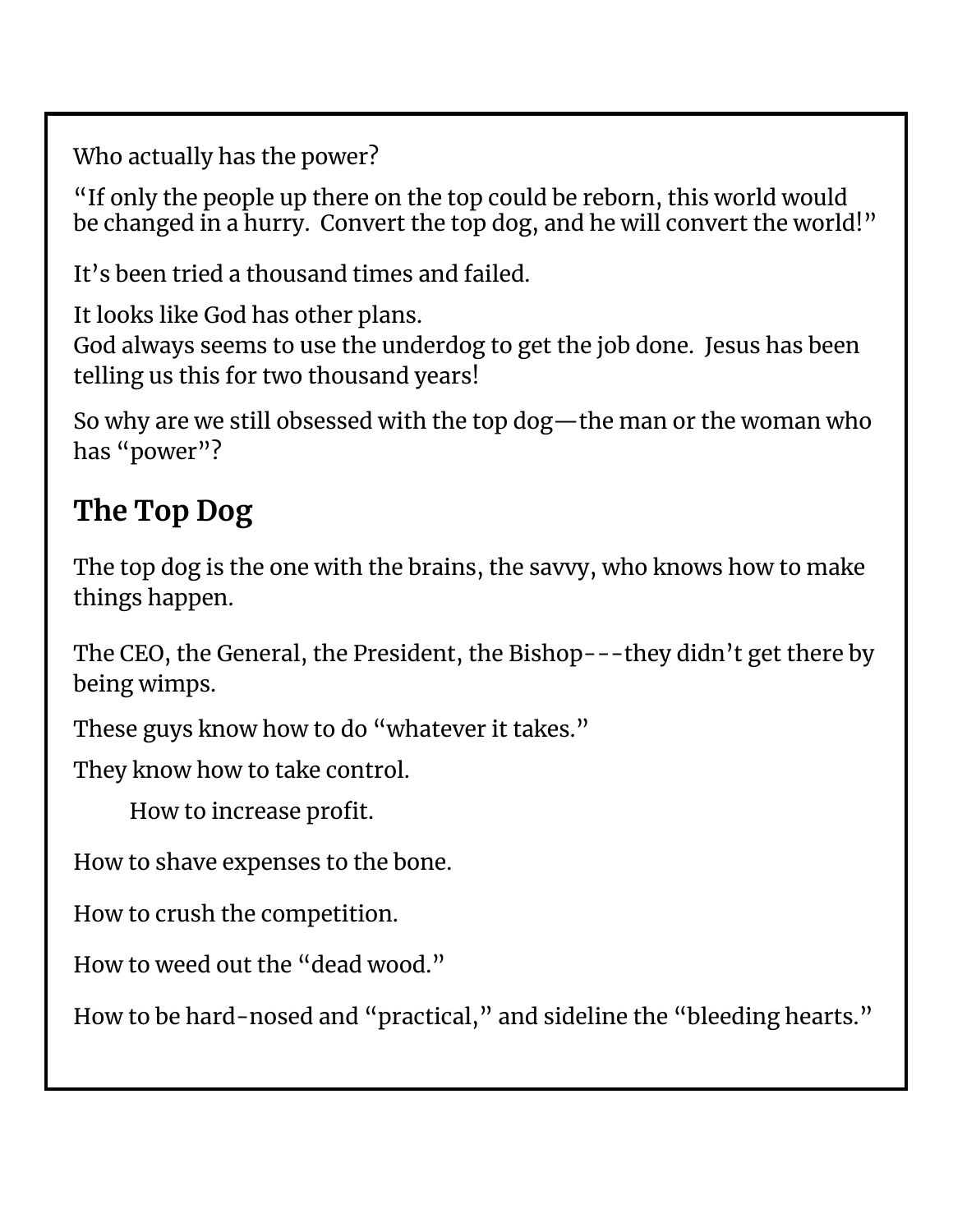Who actually has the power?

"If only the people up there on the top could be reborn, this world would be changed in a hurry. Convert the top dog, and he will convert the world!"

It's been tried a thousand times and failed.

It looks like God has other plans.
God always seems to use the underdog to get the job done. Jesus has been telling us this for two thousand years!

So why are we still obsessed with the top dog—the man or the woman who has "power"?

## The Top Dog

The top dog is the one with the brains, the savvy, who knows how to make things happen.

The CEO, the General, the President, the Bishop---they didn't get there by being wimps.

These guys know how to do "whatever it takes."

They know how to take control.

How to increase profit.

How to shave expenses to the bone.

How to crush the competition.

How to weed out the "dead wood."

How to be hard-nosed and "practical," and sideline the "bleeding hearts."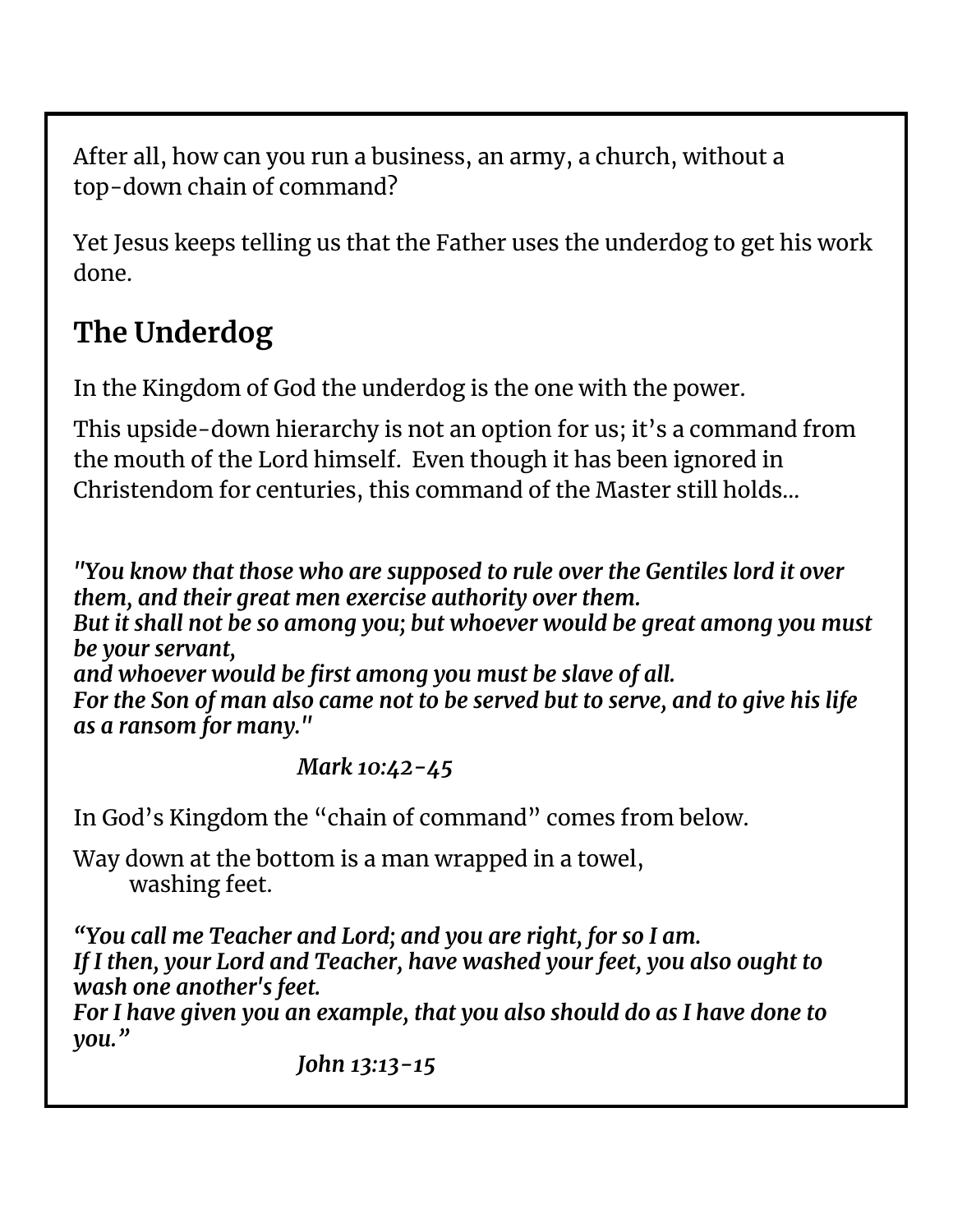After all, how can you run a business, an army, a church, without a top-down chain of command?

Yet Jesus keeps telling us that the Father uses the underdog to get his work done.

## The Underdog

In the Kingdom of God the underdog is the one with the power.

This upside-down hierarchy is not an option for us; it's a command from the mouth of the Lord himself.  Even though it has been ignored in Christendom for centuries, this command of the Master still holds...

***"You know that those who are supposed to rule over the Gentiles lord it over them, and their great men exercise authority over them.***
***But it shall not be so among you; but whoever would be great among you must be your servant,***
***and whoever would be first among you must be slave of all.***
***For the Son of man also came not to be served but to serve, and to give his life as a ransom for many."***

*Mark 10:42-45*

In God's Kingdom the "chain of command" comes from below.

Way down at the bottom is a man wrapped in a towel,
washing feet.

***"You call me Teacher and Lord; and you are right, for so I am.***
***If I then, your Lord and Teacher, have washed your feet, you also ought to wash one another's feet.***
***For I have given you an example, that you also should do as I have done to you."***

*John 13:13-15*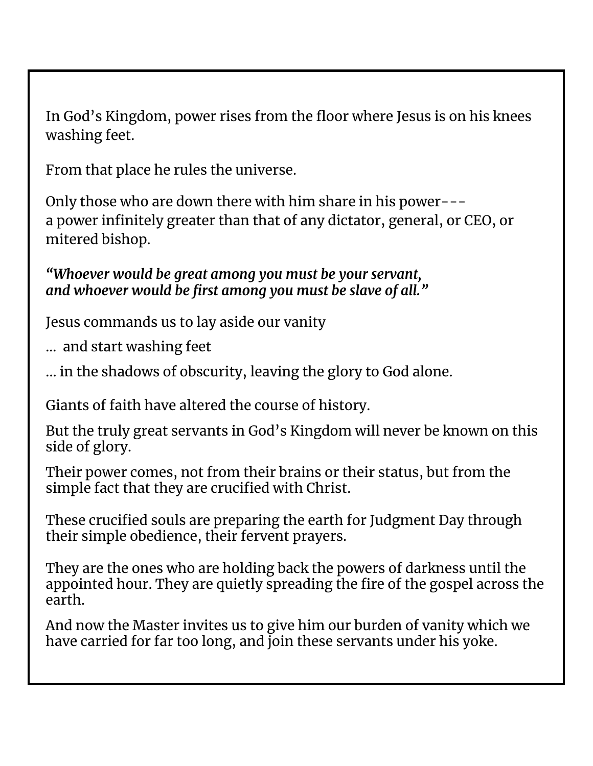In God's Kingdom, power rises from the floor where Jesus is on his knees washing feet.

From that place he rules the universe.

Only those who are down there with him share in his power---
a power infinitely greater than that of any dictator, general, or CEO, or mitered bishop.

***"Whoever would be great among you must be your servant,
and whoever would be first among you must be slave of all."***

Jesus commands us to lay aside our vanity

... and start washing feet

... in the shadows of obscurity, leaving the glory to God alone.

Giants of faith have altered the course of history.

But the truly great servants in God's Kingdom will never be known on this side of glory.

Their power comes, not from their brains or their status, but from the simple fact that they are crucified with Christ.

These crucified souls are preparing the earth for Judgment Day through their simple obedience, their fervent prayers.

They are the ones who are holding back the powers of darkness until the appointed hour. They are quietly spreading the fire of the gospel across the earth.

And now the Master invites us to give him our burden of vanity which we have carried for far too long, and join these servants under his yoke.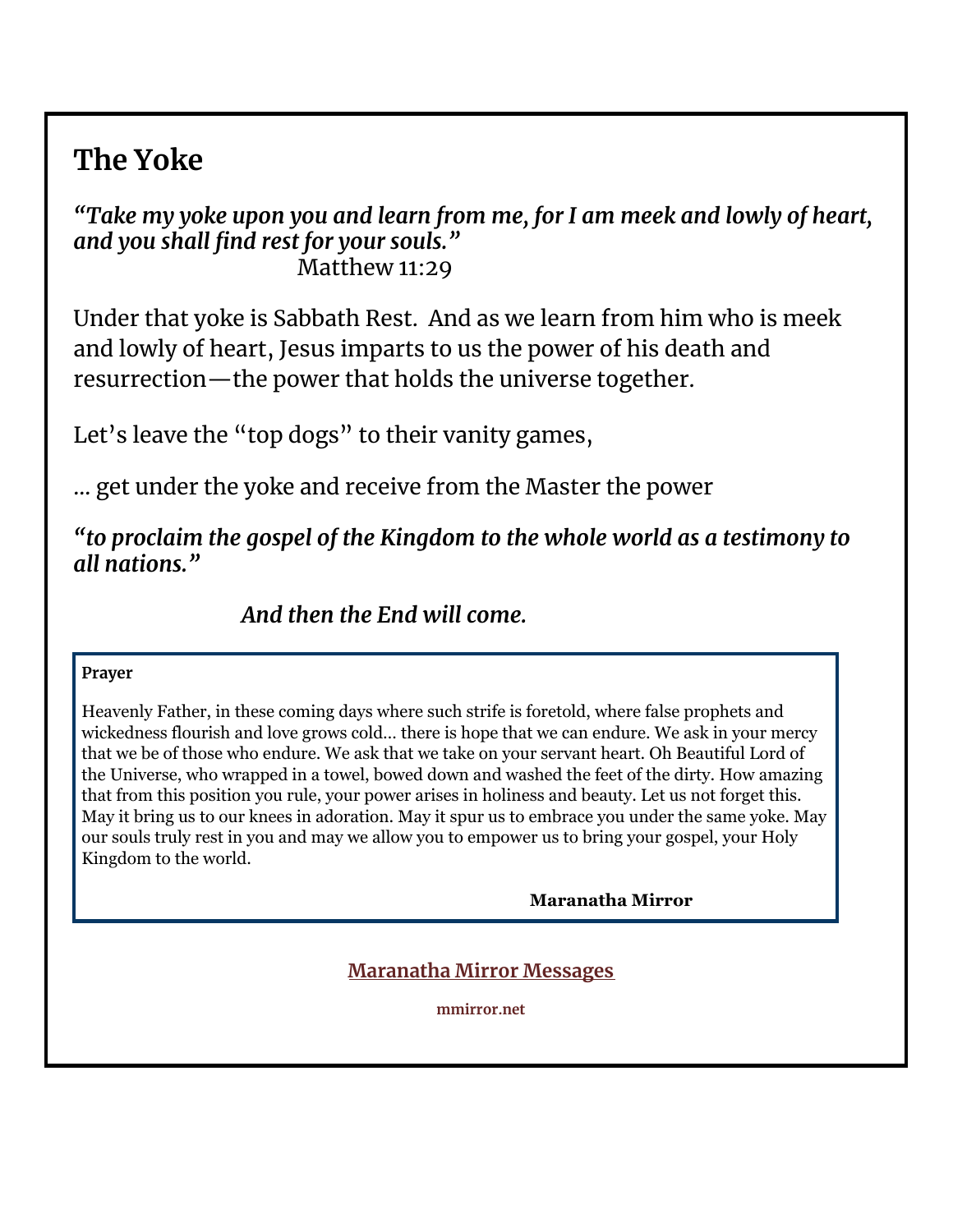## The Yoke

***"Take my yoke upon you and learn from me, for I am meek and lowly of heart, and you shall find rest for your souls."***
Matthew 11:29

Under that yoke is Sabbath Rest. And as we learn from him who is meek and lowly of heart, Jesus imparts to us the power of his death and resurrection—the power that holds the universe together.

Let's leave the "top dogs" to their vanity games,

… get under the yoke and receive from the Master the power

***"to proclaim the gospel of the Kingdom to the whole world as a testimony to all nations."***

***And then the End will come.***

**Prayer**

Heavenly Father, in these coming days where such strife is foretold, where false prophets and wickedness flourish and love grows cold… there is hope that we can endure. We ask in your mercy that we be of those who endure. We ask that we take on your servant heart. Oh Beautiful Lord of the Universe, who wrapped in a towel, bowed down and washed the feet of the dirty. How amazing that from this position you rule, your power arises in holiness and beauty. Let us not forget this. May it bring us to our knees in adoration. May it spur us to embrace you under the same yoke. May our souls truly rest in you and may we allow you to empower us to bring your gospel, your Holy Kingdom to the world.

**Maranatha Mirror**

**Maranatha Mirror Messages**

**mmirror.net**